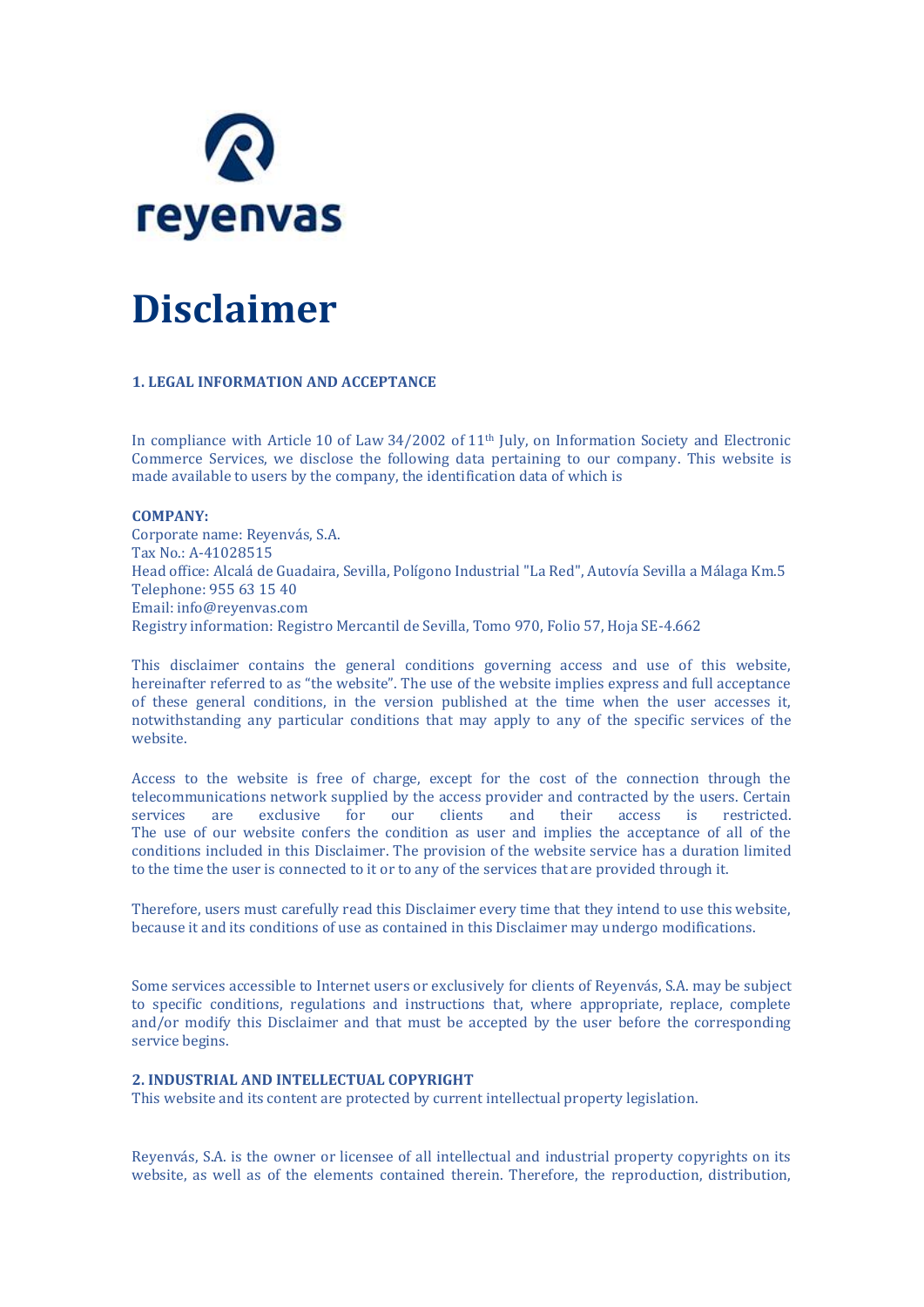reyenvas

# Disclaimer

### 1. LEGAL INFORMATION AND ACCEPTANCE

In compliance with Article 10 of Law 34/2002 of 11th July, on Information Society and Electronic Commerce Services, we disclose the following data pertaining to our company. This website is made available to users by the company, the identification data of which is

**COMPANY:**
Corporate name: Reyenvás, S.A.
Tax No.: A-41028515
Head office: Alcalá de Guadaira, Sevilla, Polígono Industrial "La Red", Autovía Sevilla a Málaga Km.5
Telephone: 955 63 15 40
Email: info@reyenvas.com
Registry information: Registro Mercantil de Sevilla, Tomo 970, Folio 57, Hoja SE-4.662

This disclaimer contains the general conditions governing access and use of this website, hereinafter referred to as "the website". The use of the website implies express and full acceptance of these general conditions, in the version published at the time when the user accesses it, notwithstanding any particular conditions that may apply to any of the specific services of the website.

Access to the website is free of charge, except for the cost of the connection through the telecommunications network supplied by the access provider and contracted by the users. Certain services are exclusive for our clients and their access is restricted. The use of our website confers the condition as user and implies the acceptance of all of the conditions included in this Disclaimer. The provision of the website service has a duration limited to the time the user is connected to it or to any of the services that are provided through it.

Therefore, users must carefully read this Disclaimer every time that they intend to use this website, because it and its conditions of use as contained in this Disclaimer may undergo modifications.

Some services accessible to Internet users or exclusively for clients of Reyenvás, S.A. may be subject to specific conditions, regulations and instructions that, where appropriate, replace, complete and/or modify this Disclaimer and that must be accepted by the user before the corresponding service begins.

### 2. INDUSTRIAL AND INTELLECTUAL COPYRIGHT

This website and its content are protected by current intellectual property legislation.

Reyenvás, S.A. is the owner or licensee of all intellectual and industrial property copyrights on its website, as well as of the elements contained therein. Therefore, the reproduction, distribution,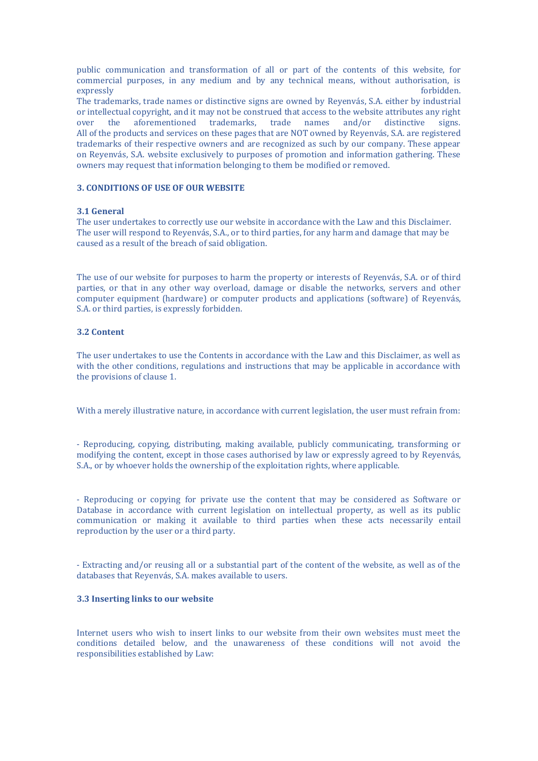public communication and transformation of all or part of the contents of this website, for commercial purposes, in any medium and by any technical means, without authorisation, is expressly forbidden.

The trademarks, trade names or distinctive signs are owned by Reyenvás, S.A. either by industrial or intellectual copyright, and it may not be construed that access to the website attributes any right over the aforementioned trademarks, trade names and/or distinctive signs.

All of the products and services on these pages that are NOT owned by Reyenvás, S.A. are registered trademarks of their respective owners and are recognized as such by our company. These appear on Reyenvás, S.A. website exclusively to purposes of promotion and information gathering. These owners may request that information belonging to them be modified or removed.

### 3. CONDITIONS OF USE OF OUR WEBSITE

#### 3.1 General

The user undertakes to correctly use our website in accordance with the Law and this Disclaimer. The user will respond to Reyenvás, S.A., or to third parties, for any harm and damage that may be caused as a result of the breach of said obligation.

The use of our website for purposes to harm the property or interests of Reyenvás, S.A. or of third parties, or that in any other way overload, damage or disable the networks, servers and other computer equipment (hardware) or computer products and applications (software) of Reyenvás, S.A. or third parties, is expressly forbidden.

#### 3.2 Content

The user undertakes to use the Contents in accordance with the Law and this Disclaimer, as well as with the other conditions, regulations and instructions that may be applicable in accordance with the provisions of clause 1.

With a merely illustrative nature, in accordance with current legislation, the user must refrain from:

- Reproducing, copying, distributing, making available, publicly communicating, transforming or modifying the content, except in those cases authorised by law or expressly agreed to by Reyenvás, S.A., or by whoever holds the ownership of the exploitation rights, where applicable.

- Reproducing or copying for private use the content that may be considered as Software or Database in accordance with current legislation on intellectual property, as well as its public communication or making it available to third parties when these acts necessarily entail reproduction by the user or a third party.

- Extracting and/or reusing all or a substantial part of the content of the website, as well as of the databases that Reyenvás, S.A. makes available to users.

#### 3.3 Inserting links to our website

Internet users who wish to insert links to our website from their own websites must meet the conditions detailed below, and the unawareness of these conditions will not avoid the responsibilities established by Law: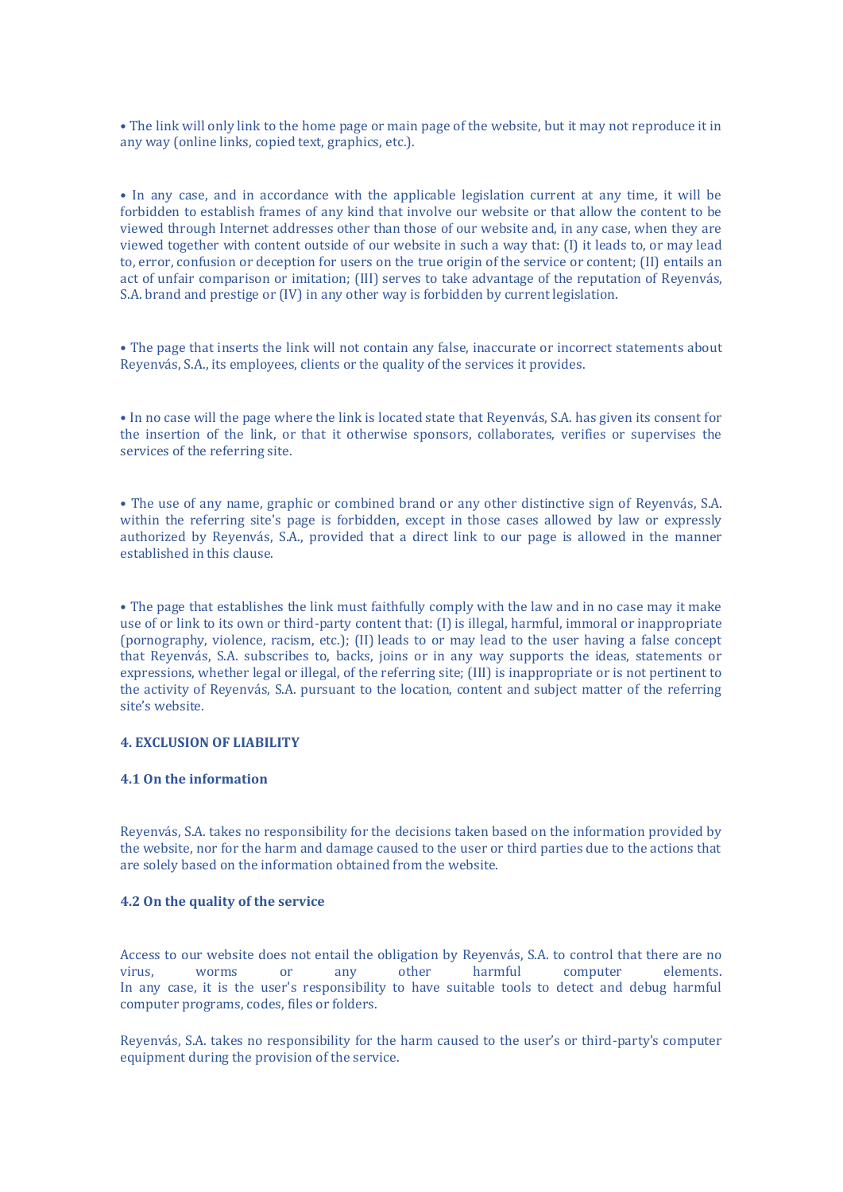• The link will only link to the home page or main page of the website, but it may not reproduce it in any way (online links, copied text, graphics, etc.).

• In any case, and in accordance with the applicable legislation current at any time, it will be forbidden to establish frames of any kind that involve our website or that allow the content to be viewed through Internet addresses other than those of our website and, in any case, when they are viewed together with content outside of our website in such a way that: (I) it leads to, or may lead to, error, confusion or deception for users on the true origin of the service or content; (II) entails an act of unfair comparison or imitation; (III) serves to take advantage of the reputation of Reyenvás, S.A. brand and prestige or (IV) in any other way is forbidden by current legislation.

• The page that inserts the link will not contain any false, inaccurate or incorrect statements about Reyenvás, S.A., its employees, clients or the quality of the services it provides.

• In no case will the page where the link is located state that Reyenvás, S.A. has given its consent for the insertion of the link, or that it otherwise sponsors, collaborates, verifies or supervises the services of the referring site.

• The use of any name, graphic or combined brand or any other distinctive sign of Reyenvás, S.A. within the referring site's page is forbidden, except in those cases allowed by law or expressly authorized by Reyenvás, S.A., provided that a direct link to our page is allowed in the manner established in this clause.

• The page that establishes the link must faithfully comply with the law and in no case may it make use of or link to its own or third-party content that: (I) is illegal, harmful, immoral or inappropriate (pornography, violence, racism, etc.); (II) leads to or may lead to the user having a false concept that Reyenvás, S.A. subscribes to, backs, joins or in any way supports the ideas, statements or expressions, whether legal or illegal, of the referring site; (III) is inappropriate or is not pertinent to the activity of Reyenvás, S.A. pursuant to the location, content and subject matter of the referring site's website.

## 4. EXCLUSION OF LIABILITY

### 4.1 On the information

Reyenvás, S.A. takes no responsibility for the decisions taken based on the information provided by the website, nor for the harm and damage caused to the user or third parties due to the actions that are solely based on the information obtained from the website.

### 4.2 On the quality of the service

Access to our website does not entail the obligation by Reyenvás, S.A. to control that there are no virus, worms or any other harmful computer elements.
In any case, it is the user's responsibility to have suitable tools to detect and debug harmful computer programs, codes, files or folders.

Reyenvás, S.A. takes no responsibility for the harm caused to the user's or third-party's computer equipment during the provision of the service.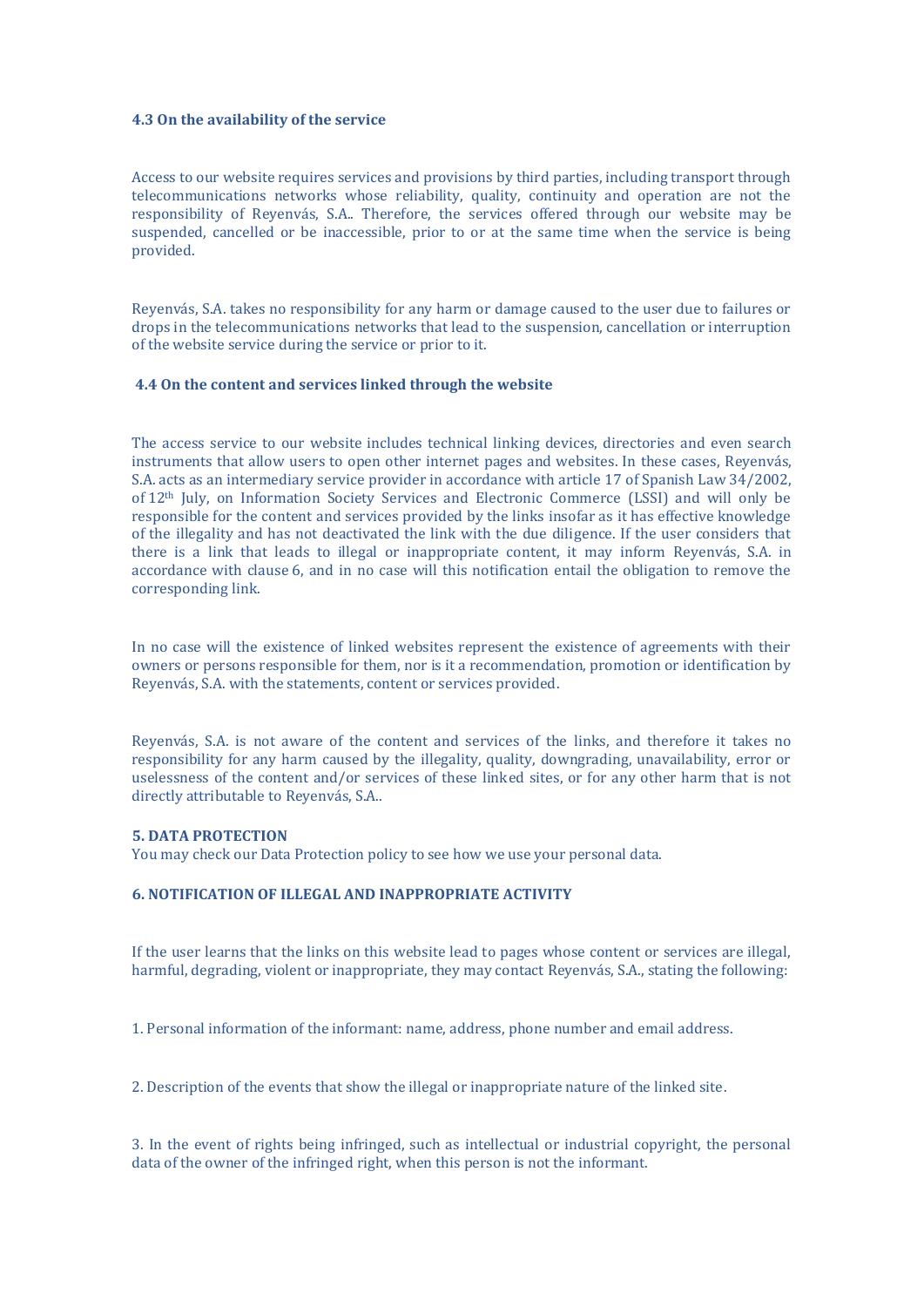### 4.3 On the availability of the service

Access to our website requires services and provisions by third parties, including transport through telecommunications networks whose reliability, quality, continuity and operation are not the responsibility of Reyenvás, S.A.. Therefore, the services offered through our website may be suspended, cancelled or be inaccessible, prior to or at the same time when the service is being provided.

Reyenvás, S.A. takes no responsibility for any harm or damage caused to the user due to failures or drops in the telecommunications networks that lead to the suspension, cancellation or interruption of the website service during the service or prior to it.

### 4.4 On the content and services linked through the website

The access service to our website includes technical linking devices, directories and even search instruments that allow users to open other internet pages and websites. In these cases, Reyenvás, S.A. acts as an intermediary service provider in accordance with article 17 of Spanish Law 34/2002, of 12th July, on Information Society Services and Electronic Commerce (LSSI) and will only be responsible for the content and services provided by the links insofar as it has effective knowledge of the illegality and has not deactivated the link with the due diligence. If the user considers that there is a link that leads to illegal or inappropriate content, it may inform Reyenvás, S.A. in accordance with clause 6, and in no case will this notification entail the obligation to remove the corresponding link.

In no case will the existence of linked websites represent the existence of agreements with their owners or persons responsible for them, nor is it a recommendation, promotion or identification by Reyenvás, S.A. with the statements, content or services provided.

Reyenvás, S.A. is not aware of the content and services of the links, and therefore it takes no responsibility for any harm caused by the illegality, quality, downgrading, unavailability, error or uselessness of the content and/or services of these linked sites, or for any other harm that is not directly attributable to Reyenvás, S.A..

## 5. DATA PROTECTION

You may check our Data Protection policy to see how we use your personal data.

## 6. NOTIFICATION OF ILLEGAL AND INAPPROPRIATE ACTIVITY

If the user learns that the links on this website lead to pages whose content or services are illegal, harmful, degrading, violent or inappropriate, they may contact Reyenvás, S.A., stating the following:

1. Personal information of the informant: name, address, phone number and email address.

2. Description of the events that show the illegal or inappropriate nature of the linked site.

3. In the event of rights being infringed, such as intellectual or industrial copyright, the personal data of the owner of the infringed right, when this person is not the informant.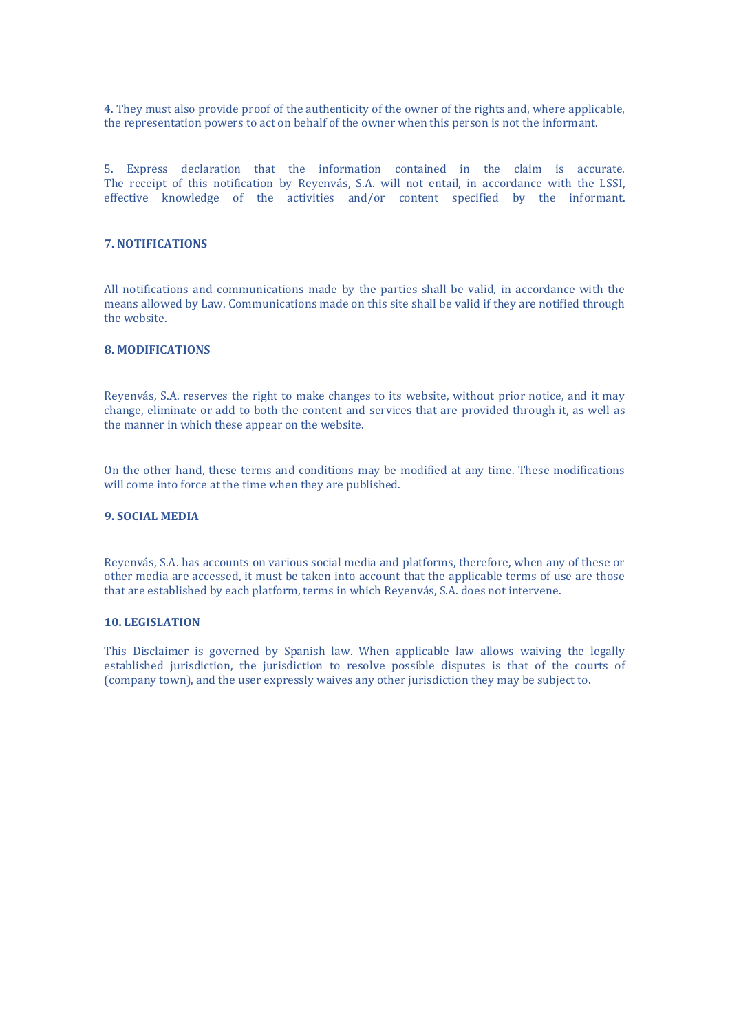4. They must also provide proof of the authenticity of the owner of the rights and, where applicable, the representation powers to act on behalf of the owner when this person is not the informant.

5. Express declaration that the information contained in the claim is accurate. The receipt of this notification by Reyenvás, S.A. will not entail, in accordance with the LSSI, effective knowledge of the activities and/or content specified by the informant.

### 7. NOTIFICATIONS

All notifications and communications made by the parties shall be valid, in accordance with the means allowed by Law. Communications made on this site shall be valid if they are notified through the website.

### 8. MODIFICATIONS

Reyenvás, S.A. reserves the right to make changes to its website, without prior notice, and it may change, eliminate or add to both the content and services that are provided through it, as well as the manner in which these appear on the website.

On the other hand, these terms and conditions may be modified at any time. These modifications will come into force at the time when they are published.

### 9. SOCIAL MEDIA

Reyenvás, S.A. has accounts on various social media and platforms, therefore, when any of these or other media are accessed, it must be taken into account that the applicable terms of use are those that are established by each platform, terms in which Reyenvás, S.A. does not intervene.

### 10. LEGISLATION

This Disclaimer is governed by Spanish law. When applicable law allows waiving the legally established jurisdiction, the jurisdiction to resolve possible disputes is that of the courts of (company town), and the user expressly waives any other jurisdiction they may be subject to.